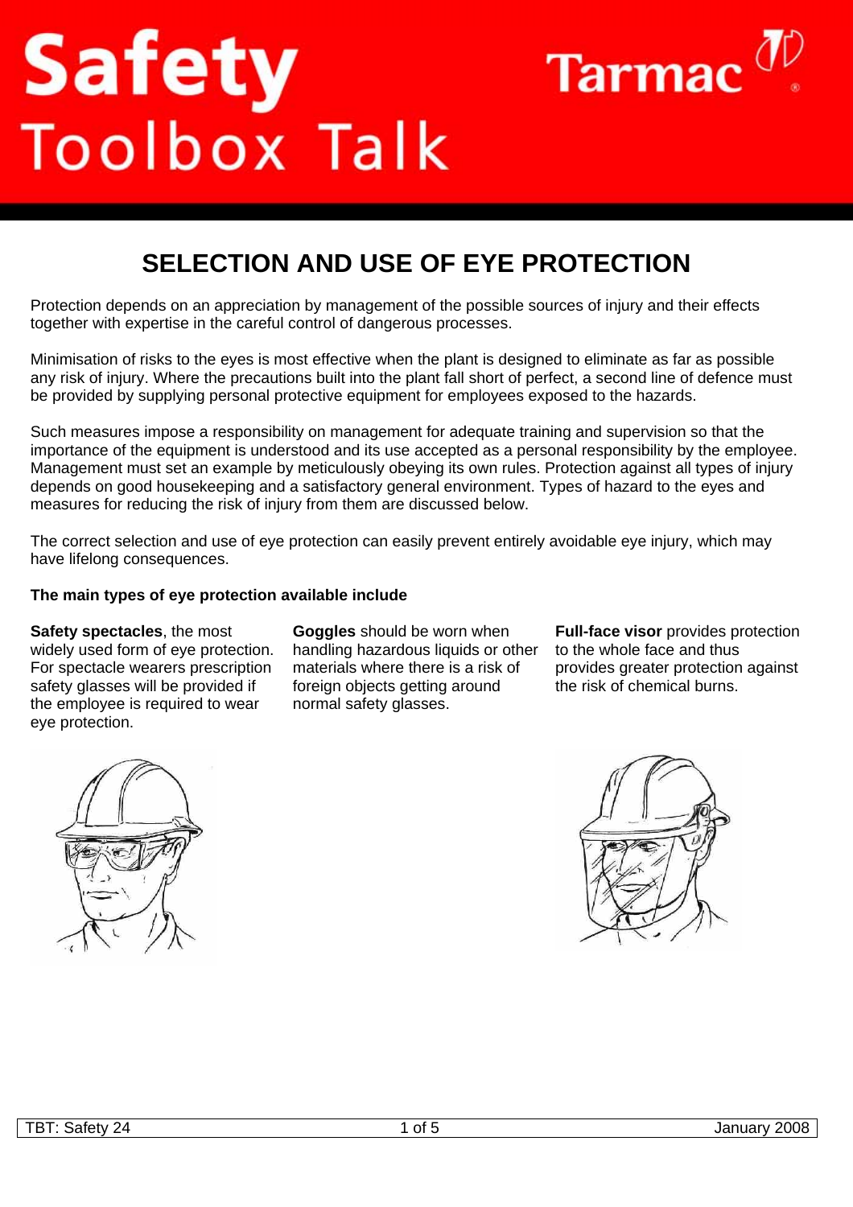# Safety Toolbox Talk

## SELECTION AND USE OF EYE PROTECTION

Protection depends on an appreciation by management of the possible sources of injury and their effects together with expertise in the careful control of dangerous processes.

Minimisation of risks to the eyes is most effective when the plant is designed to eliminate as far as possible any risk of injury. Where the precautions built into the plant fall short of perfect, a second line of defence must be provided by supplying personal protective equipment for employees exposed to the hazards.

Such measures impose a responsibility on management for adequate training and supervision so that the importance of the equipment is understood and its use accepted as a personal responsibility by the employee. Management must set an example by meticulously obeying its own rules. Protection against all types of injury depends on good housekeeping and a satisfactory general environment. Types of hazard to the eyes and measures for reducing the risk of injury from them are discussed below.

The correct selection and use of eye protection can easily prevent entirely avoidable eye injury, which may have lifelong consequences.

**The main types of eye protection available include**

**Safety spectacles**, the most widely used form of eye protection. For spectacle wearers prescription safety glasses will be provided if the employee is required to wear eye protection.

**Goggles** should be worn when handling hazardous liquids or other materials where there is a risk of foreign objects getting around normal safety glasses.

**Full-face visor** provides protection to the whole face and thus provides greater protection against the risk of chemical burns.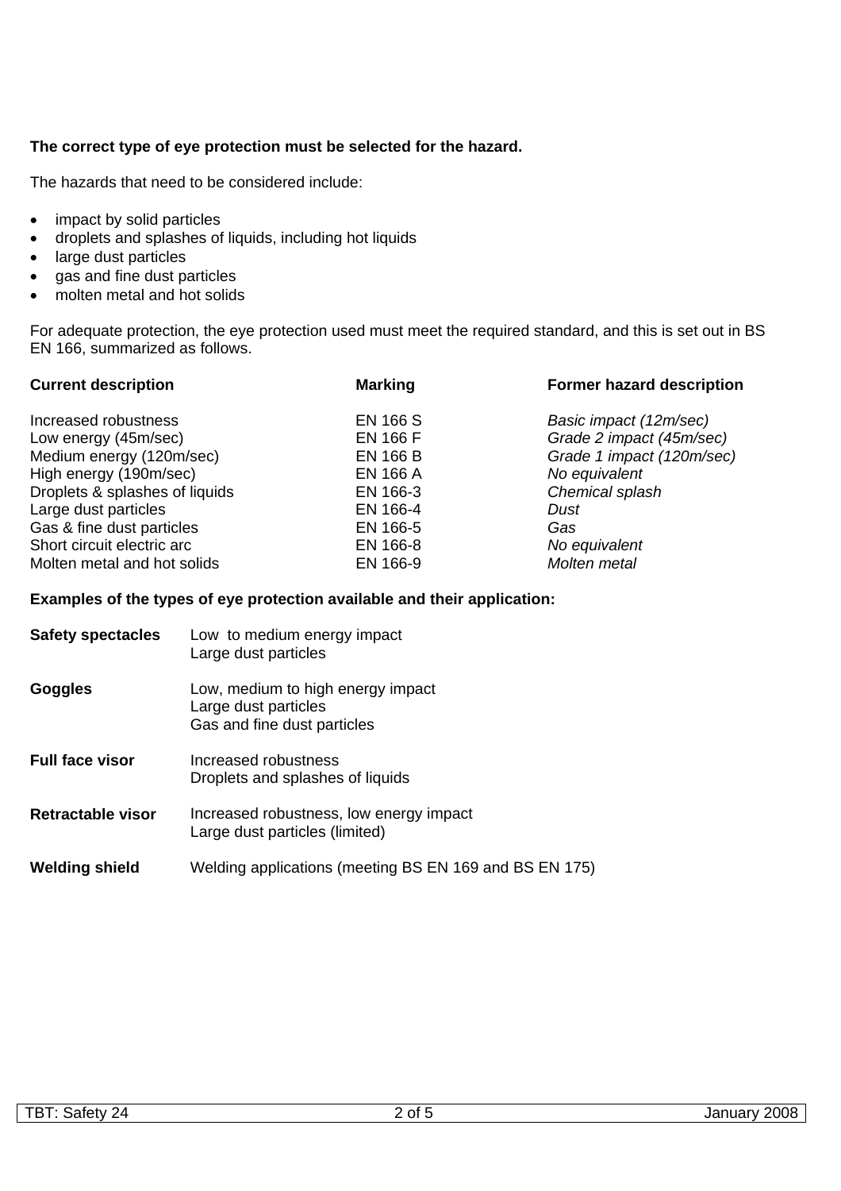**The correct type of eye protection must be selected for the hazard.**

The hazards that need to be considered include:

- impact by solid particles
- droplets and splashes of liquids, including hot liquids
- large dust particles
- gas and fine dust particles
- molten metal and hot solids

For adequate protection, the eye protection used must meet the required standard, and this is set out in BS EN 166, summarized as follows.

| Current description | Marking | Former hazard description |
|---|---|---|
| Increased robustness | EN 166 S | *Basic impact (12m/sec)* |
| Low energy (45m/sec) | EN 166 F | *Grade 2 impact (45m/sec)* |
| Medium energy (120m/sec) | EN 166 B | *Grade 1 impact (120m/sec)* |
| High energy (190m/sec) | EN 166 A | *No equivalent* |
| Droplets & splashes of liquids | EN 166-3 | *Chemical splash* |
| Large dust particles | EN 166-4 | *Dust* |
| Gas & fine dust particles | EN 166-5 | *Gas* |
| Short circuit electric arc | EN 166-8 | *No equivalent* |
| Molten metal and hot solids | EN 166-9 | *Molten metal* |

**Examples of the types of eye protection available and their application:**

**Safety spectacles**
Low to medium energy impact
Large dust particles

**Goggles**
Low, medium to high energy impact
Large dust particles
Gas and fine dust particles

**Full face visor**
Increased robustness
Droplets and splashes of liquids

**Retractable visor**
Increased robustness, low energy impact
Large dust particles (limited)

**Welding shield**
Welding applications (meeting BS EN 169 and BS EN 175)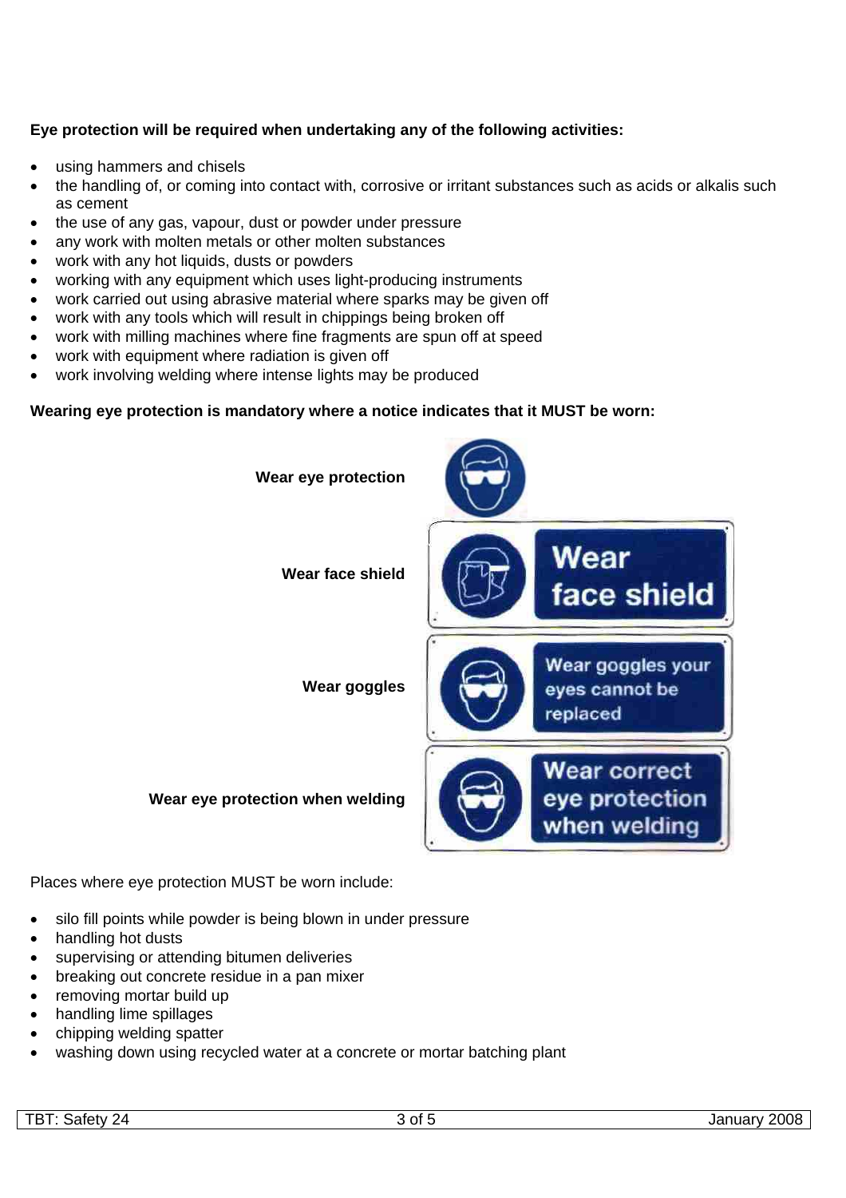**Eye protection will be required when undertaking any of the following activities:**

- using hammers and chisels
- the handling of, or coming into contact with, corrosive or irritant substances such as acids or alkalis such as cement
- the use of any gas, vapour, dust or powder under pressure
- any work with molten metals or other molten substances
- work with any hot liquids, dusts or powders
- working with any equipment which uses light-producing instruments
- work carried out using abrasive material where sparks may be given off
- work with any tools which will result in chippings being broken off
- work with milling machines where fine fragments are spun off at speed
- work with equipment where radiation is given off
- work involving welding where intense lights may be produced

**Wearing eye protection is mandatory where a notice indicates that it MUST be worn:**

**Wear eye protection**

**Wear face shield**

Wear face shield

**Wear goggles**

Wear goggles your eyes cannot be replaced

**Wear eye protection when welding**

Wear correct eye protection when welding

Places where eye protection MUST be worn include:

- silo fill points while powder is being blown in under pressure
- handling hot dusts
- supervising or attending bitumen deliveries
- breaking out concrete residue in a pan mixer
- removing mortar build up
- handling lime spillages
- chipping welding spatter
- washing down using recycled water at a concrete or mortar batching plant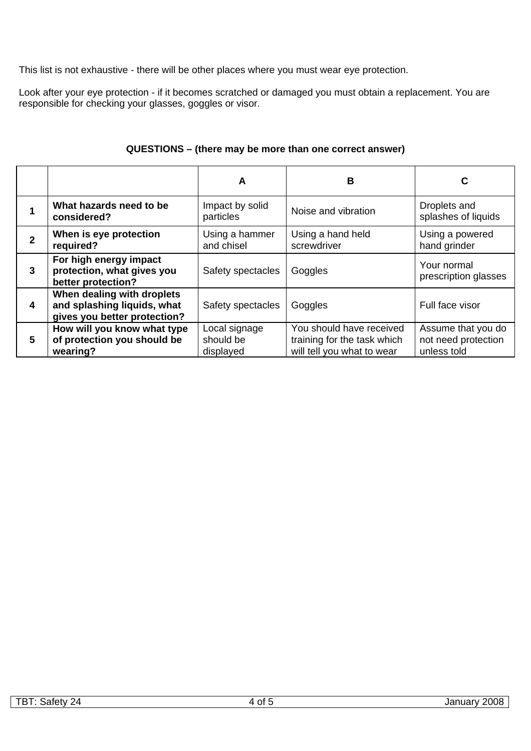This list is not exhaustive - there will be other places where you must wear eye protection.

Look after your eye protection - if it becomes scratched or damaged you must obtain a replacement. You are responsible for checking your glasses, goggles or visor.

**QUESTIONS – (there may be more than one correct answer)**

| | | A | B | C |
|---|---|---|---|---|
| **1** | **What hazards need to be considered?** | Impact by solid particles | Noise and vibration | Droplets and splashes of liquids |
| **2** | **When is eye protection required?** | Using a hammer and chisel | Using a hand held screwdriver | Using a powered hand grinder |
| **3** | **For high energy impact protection, what gives you better protection?** | Safety spectacles | Goggles | Your normal prescription glasses |
| **4** | **When dealing with droplets and splashing liquids, what gives you better protection?** | Safety spectacles | Goggles | Full face visor |
| **5** | **How will you know what type of protection you should be wearing?** | Local signage should be displayed | You should have received training for the task which will tell you what to wear | Assume that you do not need protection unless told |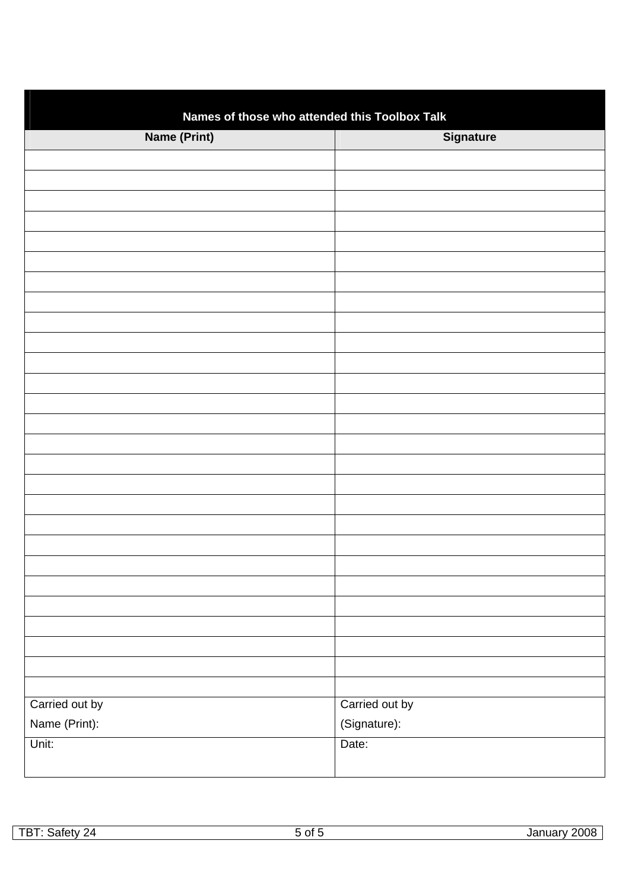| Names of those who attended this Toolbox Talk | |
|---|---|
| **Name (Print)** | **Signature** |
| | |
| | |
| | |
| | |
| | |
| | |
| | |
| | |
| | |
| | |
| | |
| | |
| | |
| | |
| | |
| | |
| | |
| | |
| | |
| | |
| | |
| | |
| | |
| | |
| | |
| | |
| | |
| Carried out by Name (Print): | Carried out by (Signature): |
| Unit: | Date: |